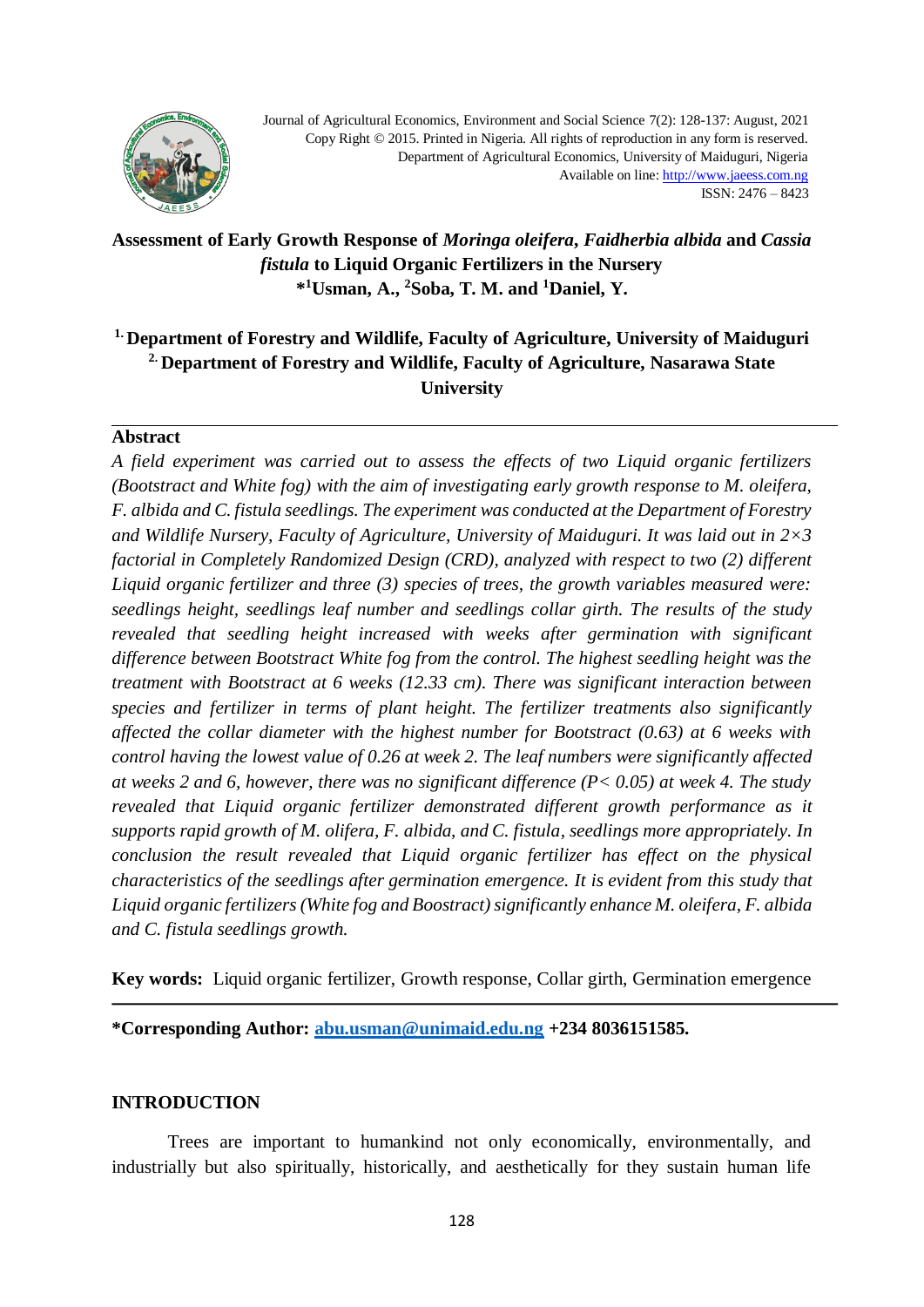Journal of Agricultural Economics, Environment and Social Science 7(2): 128-137: August, 2021
Copy Right © 2015. Printed in Nigeria. All rights of reproduction in any form is reserved.
Department of Agricultural Economics, University of Maiduguri, Nigeria
Available on line: http://www.jaeess.com.ng
ISSN: 2476 – 8423

# Assessment of Early Growth Response of *Moringa oleifera*, *Faidherbia albida* and *Cassia fistula* to Liquid Organic Fertilizers in the Nursery

**\*[1]Usman, A., [2]Soba, T. M. and [1]Daniel, Y.**

**[1] Department of Forestry and Wildlife, Faculty of Agriculture, University of Maiduguri**
**[2] Department of Forestry and Wildlife, Faculty of Agriculture, Nasarawa State University**

## Abstract

*A field experiment was carried out to assess the effects of two Liquid organic fertilizers (Bootstract and White fog) with the aim of investigating early growth response to M. oleifera, F. albida and C. fistula seedlings. The experiment was conducted at the Department of Forestry and Wildlife Nursery, Faculty of Agriculture, University of Maiduguri. It was laid out in 2×3 factorial in Completely Randomized Design (CRD), analyzed with respect to two (2) different Liquid organic fertilizer and three (3) species of trees, the growth variables measured were: seedlings height, seedlings leaf number and seedlings collar girth. The results of the study revealed that seedling height increased with weeks after germination with significant difference between Bootstract White fog from the control. The highest seedling height was the treatment with Bootstract at 6 weeks (12.33 cm). There was significant interaction between species and fertilizer in terms of plant height. The fertilizer treatments also significantly affected the collar diameter with the highest number for Bootstract (0.63) at 6 weeks with control having the lowest value of 0.26 at week 2. The leaf numbers were significantly affected at weeks 2 and 6, however, there was no significant difference (P< 0.05) at week 4. The study revealed that Liquid organic fertilizer demonstrated different growth performance as it supports rapid growth of M. olifera, F. albida, and C. fistula, seedlings more appropriately. In conclusion the result revealed that Liquid organic fertilizer has effect on the physical characteristics of the seedlings after germination emergence. It is evident from this study that Liquid organic fertilizers (White fog and Boostract) significantly enhance M. oleifera, F. albida and C. fistula seedlings growth.*

**Key words:** Liquid organic fertilizer, Growth response, Collar girth, Germination emergence

**\*Corresponding Author:** abu.usman@unimaid.edu.ng **+234 8036151585.**

## INTRODUCTION

Trees are important to humankind not only economically, environmentally, and industrially but also spiritually, historically, and aesthetically for they sustain human life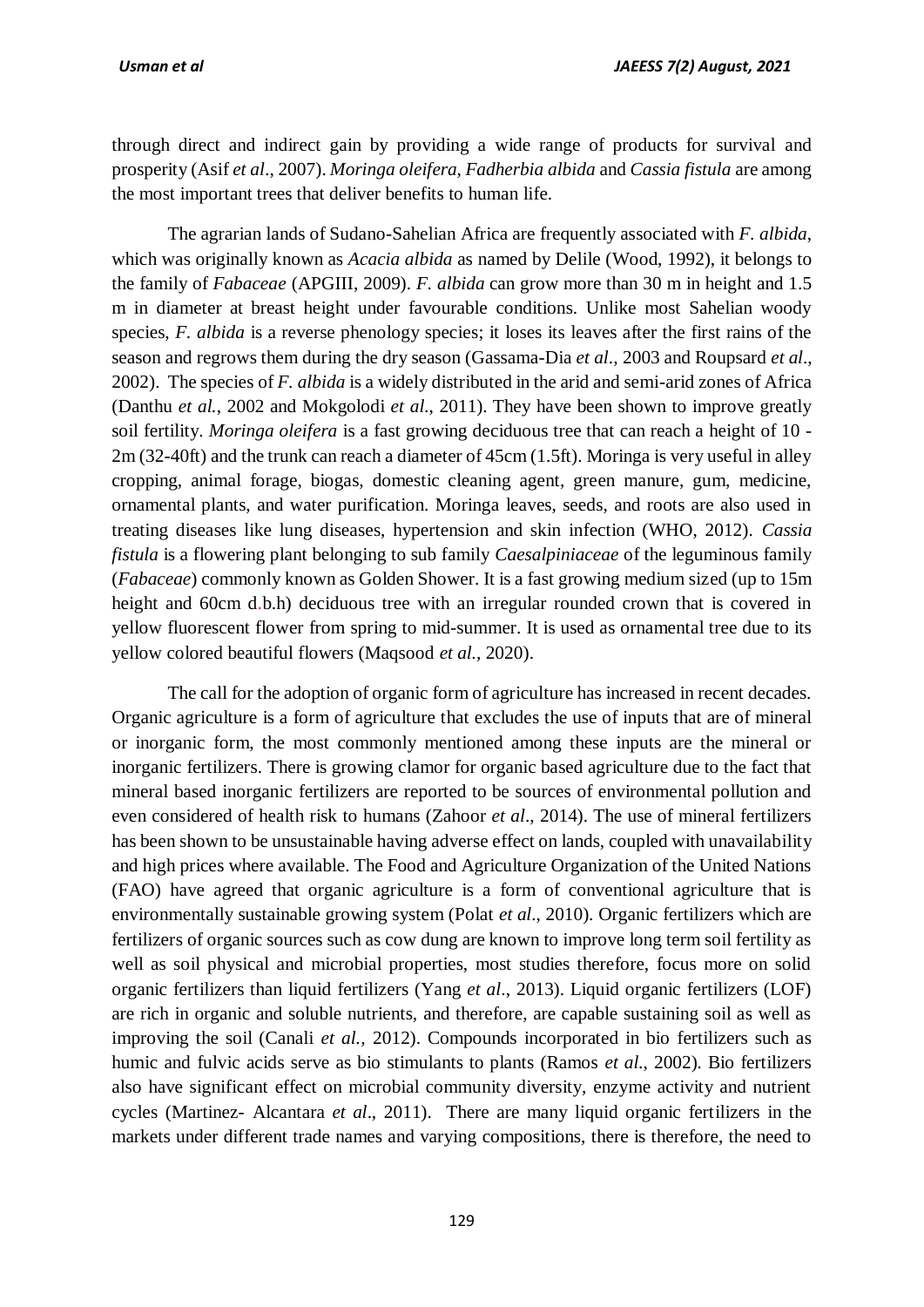through direct and indirect gain by providing a wide range of products for survival and prosperity (Asif *et al*., 2007). *Moringa oleifera, Fadherbia albida* and *Cassia fistula* are among the most important trees that deliver benefits to human life.

The agrarian lands of Sudano-Sahelian Africa are frequently associated with *F. albida*, which was originally known as *Acacia albida* as named by Delile (Wood, 1992), it belongs to the family of *Fabaceae* (APGIII, 2009). *F. albida* can grow more than 30 m in height and 1.5 m in diameter at breast height under favourable conditions. Unlike most Sahelian woody species, *F. albida* is a reverse phenology species; it loses its leaves after the first rains of the season and regrows them during the dry season (Gassama-Dia *et al*., 2003 and Roupsard *et al*., 2002). The species of *F. albida* is a widely distributed in the arid and semi-arid zones of Africa (Danthu *et al.,* 2002 and Mokgolodi *et al.,* 2011). They have been shown to improve greatly soil fertility. *Moringa oleifera* is a fast growing deciduous tree that can reach a height of 10 - 2m (32-40ft) and the trunk can reach a diameter of 45cm (1.5ft). Moringa is very useful in alley cropping, animal forage, biogas, domestic cleaning agent, green manure, gum, medicine, ornamental plants, and water purification. Moringa leaves, seeds, and roots are also used in treating diseases like lung diseases, hypertension and skin infection (WHO, 2012). *Cassia fistula* is a flowering plant belonging to sub family *Caesalpiniaceae* of the leguminous family (*Fabaceae*) commonly known as Golden Shower. It is a fast growing medium sized (up to 15m height and 60cm d.b.h) deciduous tree with an irregular rounded crown that is covered in yellow fluorescent flower from spring to mid-summer. It is used as ornamental tree due to its yellow colored beautiful flowers (Maqsood *et al.,* 2020).

The call for the adoption of organic form of agriculture has increased in recent decades. Organic agriculture is a form of agriculture that excludes the use of inputs that are of mineral or inorganic form, the most commonly mentioned among these inputs are the mineral or inorganic fertilizers. There is growing clamor for organic based agriculture due to the fact that mineral based inorganic fertilizers are reported to be sources of environmental pollution and even considered of health risk to humans (Zahoor *et al*., 2014). The use of mineral fertilizers has been shown to be unsustainable having adverse effect on lands, coupled with unavailability and high prices where available. The Food and Agriculture Organization of the United Nations (FAO) have agreed that organic agriculture is a form of conventional agriculture that is environmentally sustainable growing system (Polat *et al*., 2010). Organic fertilizers which are fertilizers of organic sources such as cow dung are known to improve long term soil fertility as well as soil physical and microbial properties, most studies therefore, focus more on solid organic fertilizers than liquid fertilizers (Yang *et al*., 2013). Liquid organic fertilizers (LOF) are rich in organic and soluble nutrients, and therefore, are capable sustaining soil as well as improving the soil (Canali *et al.,* 2012). Compounds incorporated in bio fertilizers such as humic and fulvic acids serve as bio stimulants to plants (Ramos *et al.,* 2002). Bio fertilizers also have significant effect on microbial community diversity, enzyme activity and nutrient cycles (Martinez- Alcantara *et al*., 2011). There are many liquid organic fertilizers in the markets under different trade names and varying compositions, there is therefore, the need to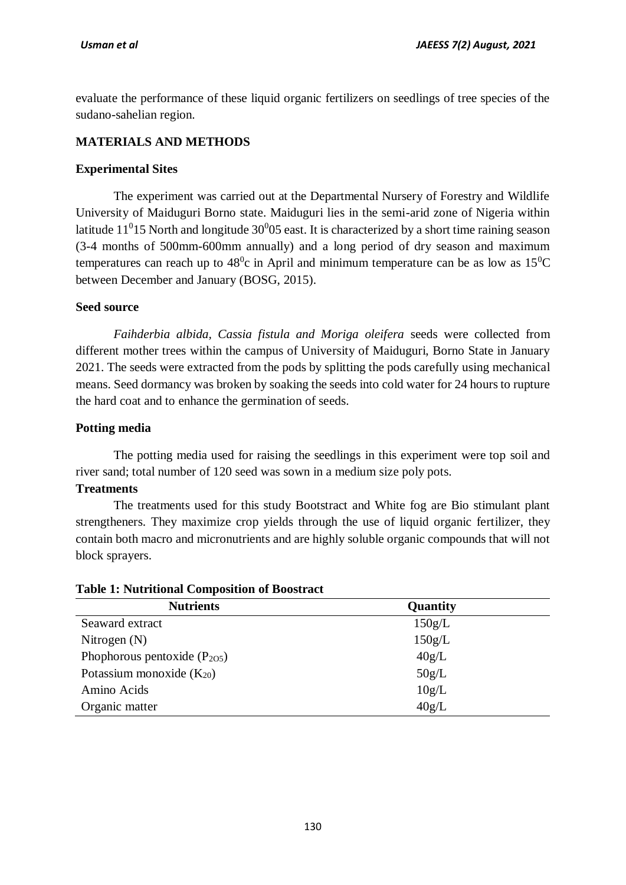evaluate the performance of these liquid organic fertilizers on seedlings of tree species of the sudano-sahelian region.

## MATERIALS AND METHODS

### Experimental Sites

The experiment was carried out at the Departmental Nursery of Forestry and Wildlife University of Maiduguri Borno state. Maiduguri lies in the semi-arid zone of Nigeria within latitude $11^{0}15$ North and longitude $30^{0}05$ east. It is characterized by a short time raining season (3-4 months of 500mm-600mm annually) and a long period of dry season and maximum temperatures can reach up to $48^{0}$c in April and minimum temperature can be as low as $15^{0}$C between December and January (BOSG, 2015).

### Seed source

*Faihderbia albida, Cassia fistula and Moriga oleifera* seeds were collected from different mother trees within the campus of University of Maiduguri, Borno State in January 2021. The seeds were extracted from the pods by splitting the pods carefully using mechanical means. Seed dormancy was broken by soaking the seeds into cold water for 24 hours to rupture the hard coat and to enhance the germination of seeds.

### Potting media

The potting media used for raising the seedlings in this experiment were top soil and river sand; total number of 120 seed was sown in a medium size poly pots.

### Treatments

The treatments used for this study Bootstract and White fog are Bio stimulant plant strengtheners. They maximize crop yields through the use of liquid organic fertilizer, they contain both macro and micronutrients and are highly soluble organic compounds that will not block sprayers.

**Table 1: Nutritional Composition of Boostract**

| Nutrients | Quantity |
|---|---|
| Seaward extract | 150g/L |
| Nitrogen (N) | 150g/L |
| Phophorous pentoxide ($P_{2O5}$) | 40g/L |
| Potassium monoxide ($K_{20}$) | 50g/L |
| Amino Acids | 10g/L |
| Organic matter | 40g/L |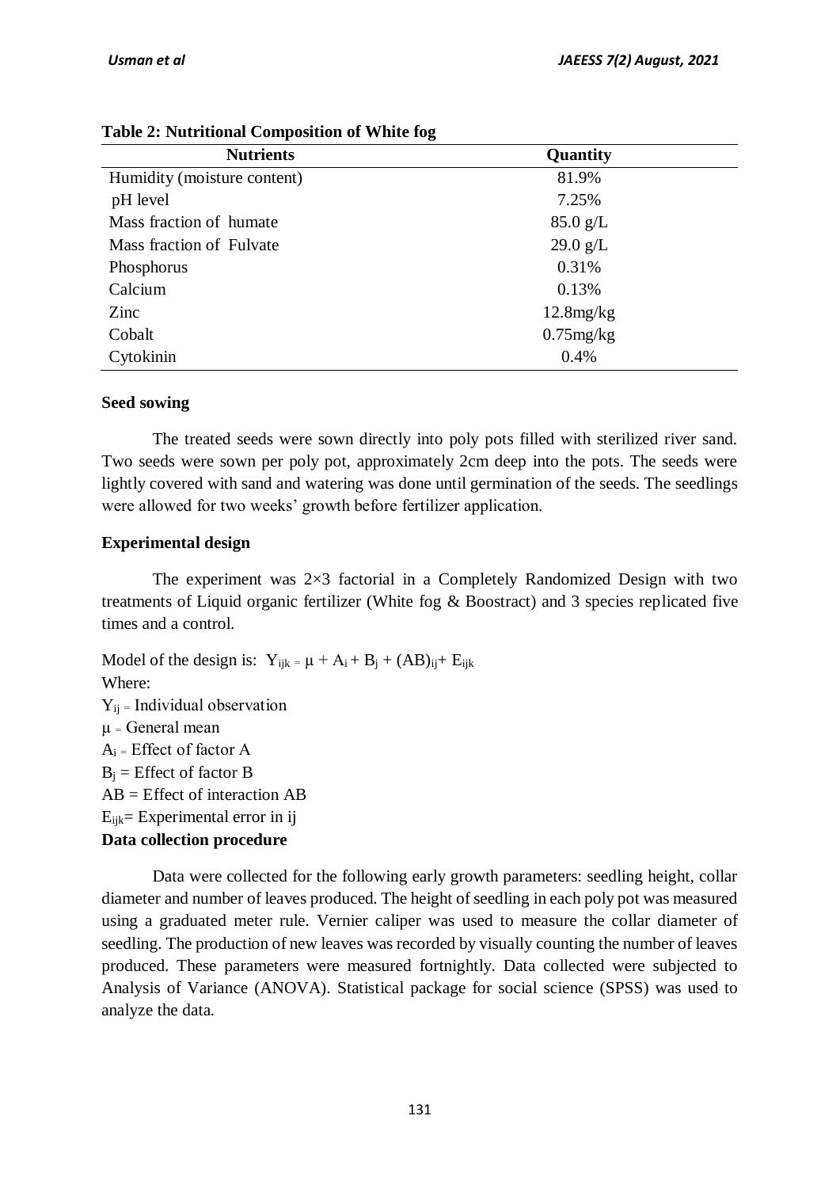**Table 2: Nutritional Composition of White fog**

| Nutrients | Quantity |
|---|---|
| Humidity (moisture content) | 81.9% |
| pH level | 7.25% |
| Mass fraction of humate | 85.0 g/L |
| Mass fraction of Fulvate | 29.0 g/L |
| Phosphorus | 0.31% |
| Calcium | 0.13% |
| Zinc | 12.8mg/kg |
| Cobalt | 0.75mg/kg |
| Cytokinin | 0.4% |

**Seed sowing**

The treated seeds were sown directly into poly pots filled with sterilized river sand. Two seeds were sown per poly pot, approximately 2cm deep into the pots. The seeds were lightly covered with sand and watering was done until germination of the seeds. The seedlings were allowed for two weeks' growth before fertilizer application.

**Experimental design**

The experiment was 2×3 factorial in a Completely Randomized Design with two treatments of Liquid organic fertilizer (White fog & Boostract) and 3 species replicated five times and a control.

Model of the design is: $Y_{ijk} = \mu + A_i + B_j + (AB)_{ij} + E_{ijk}$

Where:

$Y_{ij}$ = Individual observation

$\mu$ = General mean

$A_i$ = Effect of factor A

$B_j$ = Effect of factor B

AB = Effect of interaction AB

$E_{ijk}$= Experimental error in ij

**Data collection procedure**

Data were collected for the following early growth parameters: seedling height, collar diameter and number of leaves produced. The height of seedling in each poly pot was measured using a graduated meter rule. Vernier caliper was used to measure the collar diameter of seedling. The production of new leaves was recorded by visually counting the number of leaves produced. These parameters were measured fortnightly. Data collected were subjected to Analysis of Variance (ANOVA). Statistical package for social science (SPSS) was used to analyze the data.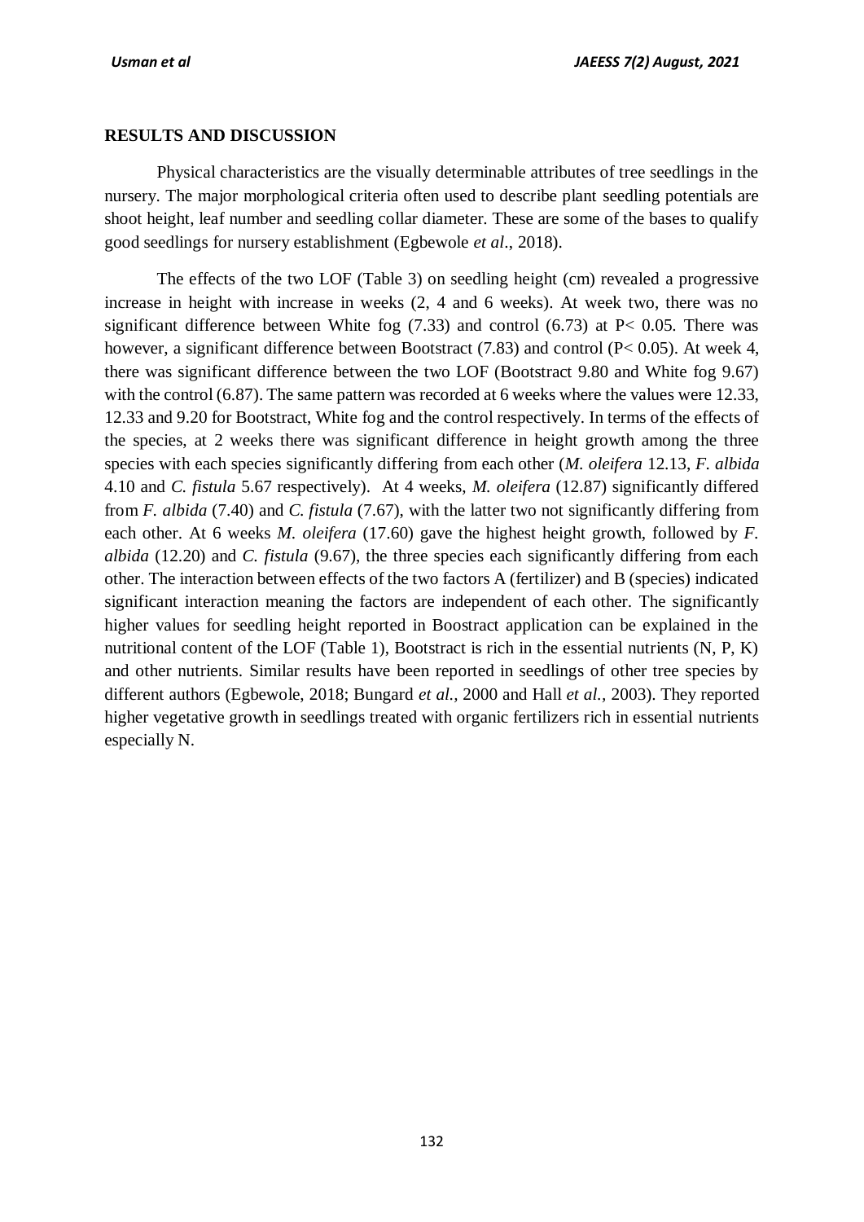## RESULTS AND DISCUSSION

Physical characteristics are the visually determinable attributes of tree seedlings in the nursery. The major morphological criteria often used to describe plant seedling potentials are shoot height, leaf number and seedling collar diameter. These are some of the bases to qualify good seedlings for nursery establishment (Egbewole *et al*., 2018).

The effects of the two LOF (Table 3) on seedling height (cm) revealed a progressive increase in height with increase in weeks (2, 4 and 6 weeks). At week two, there was no significant difference between White fog (7.33) and control (6.73) at $P< 0.05$. There was however, a significant difference between Bootstract (7.83) and control ($P< 0.05$). At week 4, there was significant difference between the two LOF (Bootstract 9.80 and White fog 9.67) with the control (6.87). The same pattern was recorded at 6 weeks where the values were 12.33, 12.33 and 9.20 for Bootstract, White fog and the control respectively. In terms of the effects of the species, at 2 weeks there was significant difference in height growth among the three species with each species significantly differing from each other (*M. oleifera* 12.13, *F. albida* 4.10 and *C. fistula* 5.67 respectively). At 4 weeks, *M. oleifera* (12.87) significantly differed from *F. albida* (7.40) and *C. fistula* (7.67), with the latter two not significantly differing from each other. At 6 weeks *M. oleifera* (17.60) gave the highest height growth, followed by *F. albida* (12.20) and *C. fistula* (9.67), the three species each significantly differing from each other. The interaction between effects of the two factors A (fertilizer) and B (species) indicated significant interaction meaning the factors are independent of each other. The significantly higher values for seedling height reported in Boostract application can be explained in the nutritional content of the LOF (Table 1), Bootstract is rich in the essential nutrients (N, P, K) and other nutrients. Similar results have been reported in seedlings of other tree species by different authors (Egbewole, 2018; Bungard *et al.,* 2000 and Hall *et al.,* 2003). They reported higher vegetative growth in seedlings treated with organic fertilizers rich in essential nutrients especially N.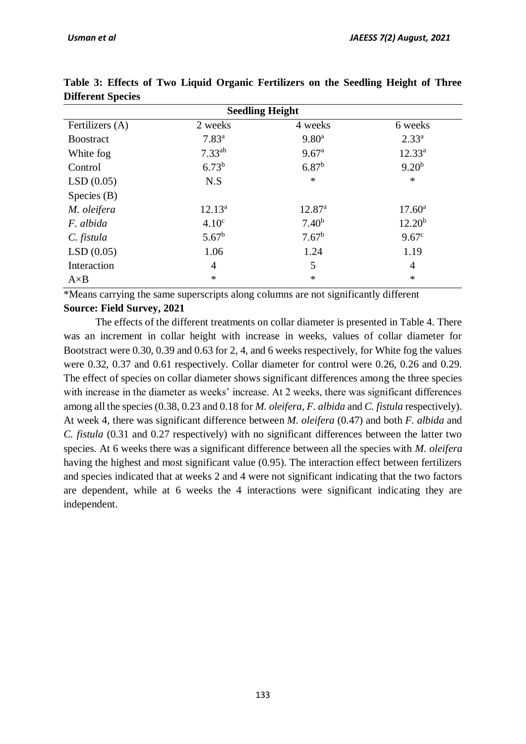**Table 3: Effects of Two Liquid Organic Fertilizers on the Seedling Height of Three Different Species**

| Seedling Height | | | |
|---|---|---|---|
| Fertilizers (A) | 2 weeks | 4 weeks | 6 weeks |
| Boostract | $7.83^{a}$ | $9.80^{a}$ | $2.33^{a}$ |
| White fog | $7.33^{ab}$ | $9.67^{a}$ | $12.33^{a}$ |
| Control | $6.73^{b}$ | $6.87^{b}$ | $9.20^{b}$ |
| LSD (0.05) | N.S | * | * |
| Species (B) | | | |
| *M. oleifera* | $12.13^{a}$ | $12.87^{a}$ | $17.60^{a}$ |
| *F. albida* | $4.10^{c}$ | $7.40^{b}$ | $12.20^{b}$ |
| *C. fistula* | $5.67^{b}$ | $7.67^{b}$ | $9.67^{c}$ |
| LSD (0.05) | 1.06 | 1.24 | 1.19 |
| Interaction | 4 | 5 | 4 |
| A×B | * | * | * |

*Means carrying the same superscripts along columns are not significantly different

**Source: Field Survey, 2021**

The effects of the different treatments on collar diameter is presented in Table 4. There was an increment in collar height with increase in weeks, values of collar diameter for Bootstract were 0.30, 0.39 and 0.63 for 2, 4, and 6 weeks respectively, for White fog the values were 0.32, 0.37 and 0.61 respectively. Collar diameter for control were 0.26, 0.26 and 0.29. The effect of species on collar diameter shows significant differences among the three species with increase in the diameter as weeks' increase. At 2 weeks, there was significant differences among all the species (0.38, 0.23 and 0.18 for *M. oleifera*, *F. albida* and *C. fistula* respectively). At week 4, there was significant difference between *M. oleifera* (0.47) and both *F. albida* and *C. fistula* (0.31 and 0.27 respectively) with no significant differences between the latter two species. At 6 weeks there was a significant difference between all the species with *M. oleifera* having the highest and most significant value (0.95). The interaction effect between fertilizers and species indicated that at weeks 2 and 4 were not significant indicating that the two factors are dependent, while at 6 weeks the 4 interactions were significant indicating they are independent.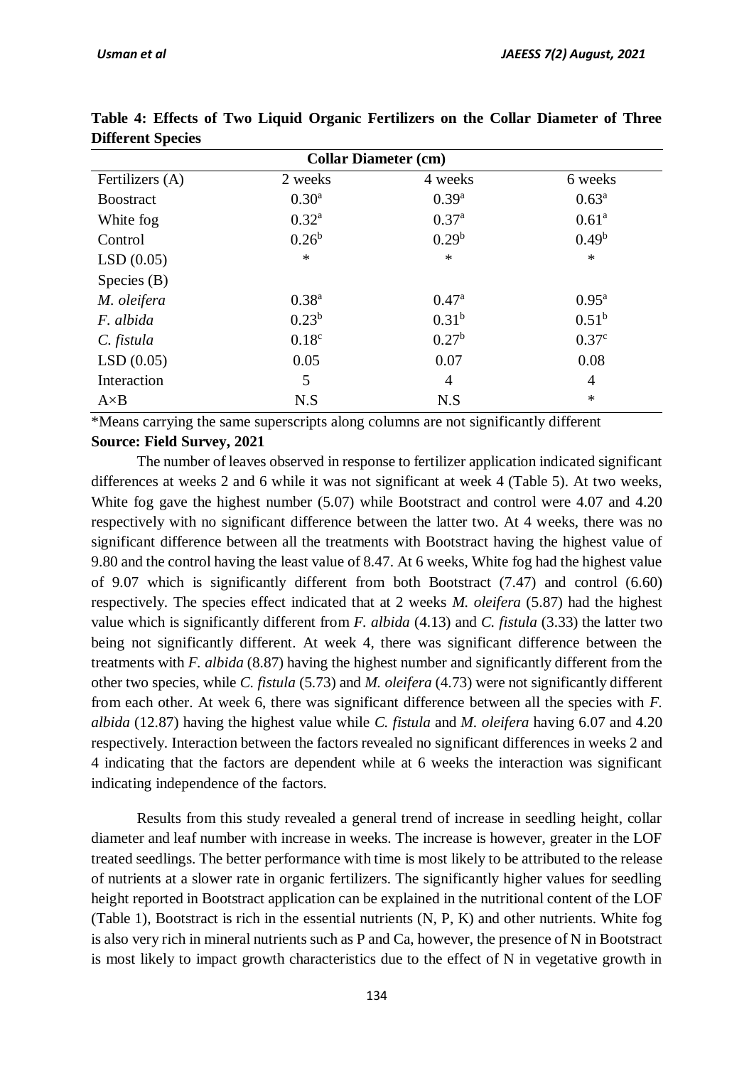**Table 4: Effects of Two Liquid Organic Fertilizers on the Collar Diameter of Three Different Species**

| Collar Diameter (cm) | | | |
|---|---|---|---|
| Fertilizers (A) | 2 weeks | 4 weeks | 6 weeks |
| Boostract | $0.30^{a}$ | $0.39^{a}$ | $0.63^{a}$ |
| White fog | $0.32^{a}$ | $0.37^{a}$ | $0.61^{a}$ |
| Control | $0.26^{b}$ | $0.29^{b}$ | $0.49^{b}$ |
| LSD (0.05) | * | * | * |
| Species (B) | | | |
| *M. oleifera* | $0.38^{a}$ | $0.47^{a}$ | $0.95^{a}$ |
| *F. albida* | $0.23^{b}$ | $0.31^{b}$ | $0.51^{b}$ |
| *C. fistula* | $0.18^{c}$ | $0.27^{b}$ | $0.37^{c}$ |
| LSD (0.05) | 0.05 | 0.07 | 0.08 |
| Interaction | 5 | 4 | 4 |
| A×B | N.S | N.S | * |

*Means carrying the same superscripts along columns are not significantly different

**Source: Field Survey, 2021**

The number of leaves observed in response to fertilizer application indicated significant differences at weeks 2 and 6 while it was not significant at week 4 (Table 5). At two weeks, White fog gave the highest number (5.07) while Bootstract and control were 4.07 and 4.20 respectively with no significant difference between the latter two. At 4 weeks, there was no significant difference between all the treatments with Bootstract having the highest value of 9.80 and the control having the least value of 8.47. At 6 weeks, White fog had the highest value of 9.07 which is significantly different from both Bootstract (7.47) and control (6.60) respectively. The species effect indicated that at 2 weeks *M. oleifera* (5.87) had the highest value which is significantly different from *F. albida* (4.13) and *C. fistula* (3.33) the latter two being not significantly different. At week 4, there was significant difference between the treatments with *F. albida* (8.87) having the highest number and significantly different from the other two species, while *C. fistula* (5.73) and *M. oleifera* (4.73) were not significantly different from each other. At week 6, there was significant difference between all the species with *F. albida* (12.87) having the highest value while *C. fistula* and *M. oleifera* having 6.07 and 4.20 respectively. Interaction between the factors revealed no significant differences in weeks 2 and 4 indicating that the factors are dependent while at 6 weeks the interaction was significant indicating independence of the factors.

Results from this study revealed a general trend of increase in seedling height, collar diameter and leaf number with increase in weeks. The increase is however, greater in the LOF treated seedlings. The better performance with time is most likely to be attributed to the release of nutrients at a slower rate in organic fertilizers. The significantly higher values for seedling height reported in Bootstract application can be explained in the nutritional content of the LOF (Table 1), Bootstract is rich in the essential nutrients (N, P, K) and other nutrients. White fog is also very rich in mineral nutrients such as P and Ca, however, the presence of N in Bootstract is most likely to impact growth characteristics due to the effect of N in vegetative growth in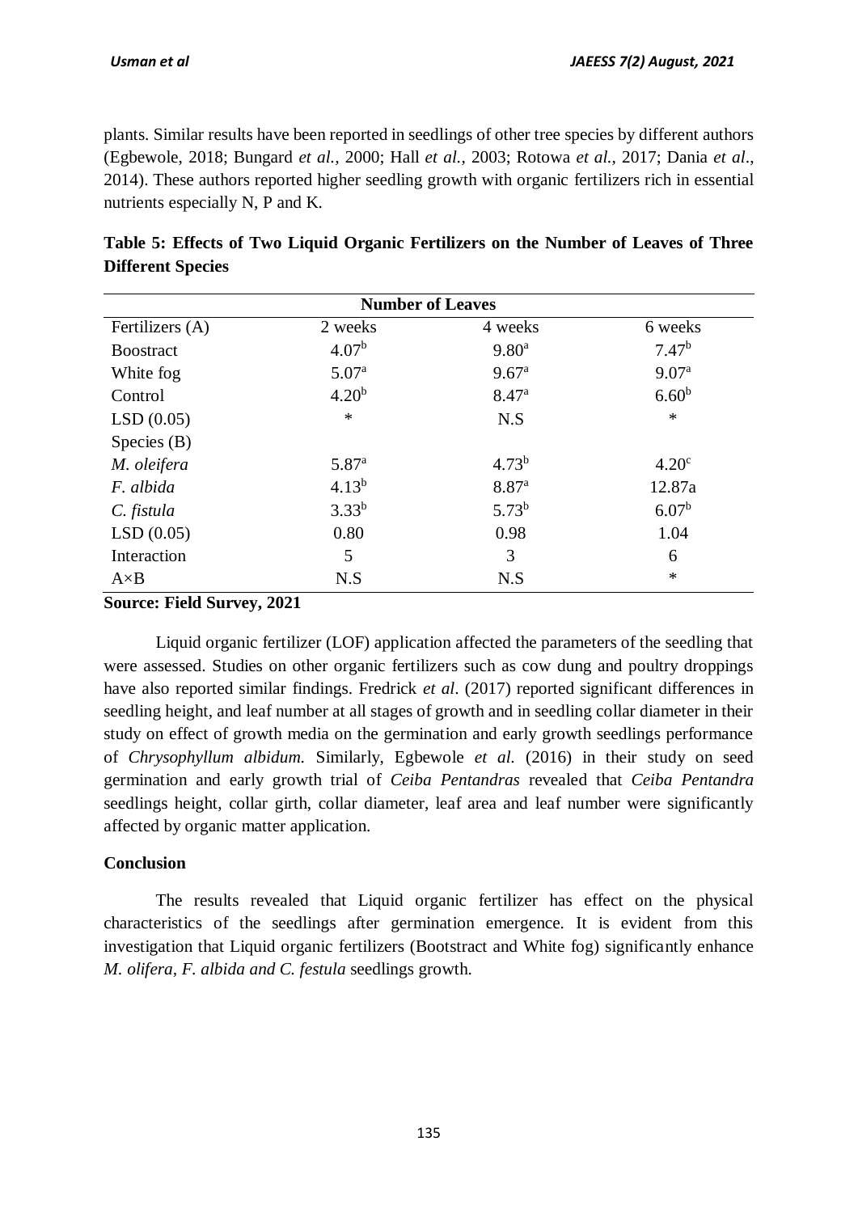plants. Similar results have been reported in seedlings of other tree species by different authors (Egbewole, 2018; Bungard *et al.,* 2000; Hall *et al.,* 2003; Rotowa *et al.,* 2017; Dania *et al*., 2014). These authors reported higher seedling growth with organic fertilizers rich in essential nutrients especially N, P and K.

**Table 5: Effects of Two Liquid Organic Fertilizers on the Number of Leaves of Three Different Species**

| Number of Leaves | | | |
|---|---|---|---|
| Fertilizers (A) | 2 weeks | 4 weeks | 6 weeks |
| Boostract | $4.07^{b}$ | $9.80^{a}$ | $7.47^{b}$ |
| White fog | $5.07^{a}$ | $9.67^{a}$ | $9.07^{a}$ |
| Control | $4.20^{b}$ | $8.47^{a}$ | $6.60^{b}$ |
| LSD (0.05) | * | N.S | * |
| Species (B) | | | |
| *M. oleifera* | $5.87^{a}$ | $4.73^{b}$ | $4.20^{c}$ |
| *F. albida* | $4.13^{b}$ | $8.87^{a}$ | 12.87a |
| *C. fistula* | $3.33^{b}$ | $5.73^{b}$ | $6.07^{b}$ |
| LSD (0.05) | 0.80 | 0.98 | 1.04 |
| Interaction | 5 | 3 | 6 |
| A×B | N.S | N.S | * |

**Source: Field Survey, 2021**

Liquid organic fertilizer (LOF) application affected the parameters of the seedling that were assessed. Studies on other organic fertilizers such as cow dung and poultry droppings have also reported similar findings. Fredrick *et al*. (2017) reported significant differences in seedling height, and leaf number at all stages of growth and in seedling collar diameter in their study on effect of growth media on the germination and early growth seedlings performance of *Chrysophyllum albidum.* Similarly, Egbewole *et al.* (2016) in their study on seed germination and early growth trial of *Ceiba Pentandras* revealed that *Ceiba Pentandra* seedlings height, collar girth, collar diameter, leaf area and leaf number were significantly affected by organic matter application.

## Conclusion

The results revealed that Liquid organic fertilizer has effect on the physical characteristics of the seedlings after germination emergence. It is evident from this investigation that Liquid organic fertilizers (Bootstract and White fog) significantly enhance *M. olifera, F. albida and C. festula* seedlings growth.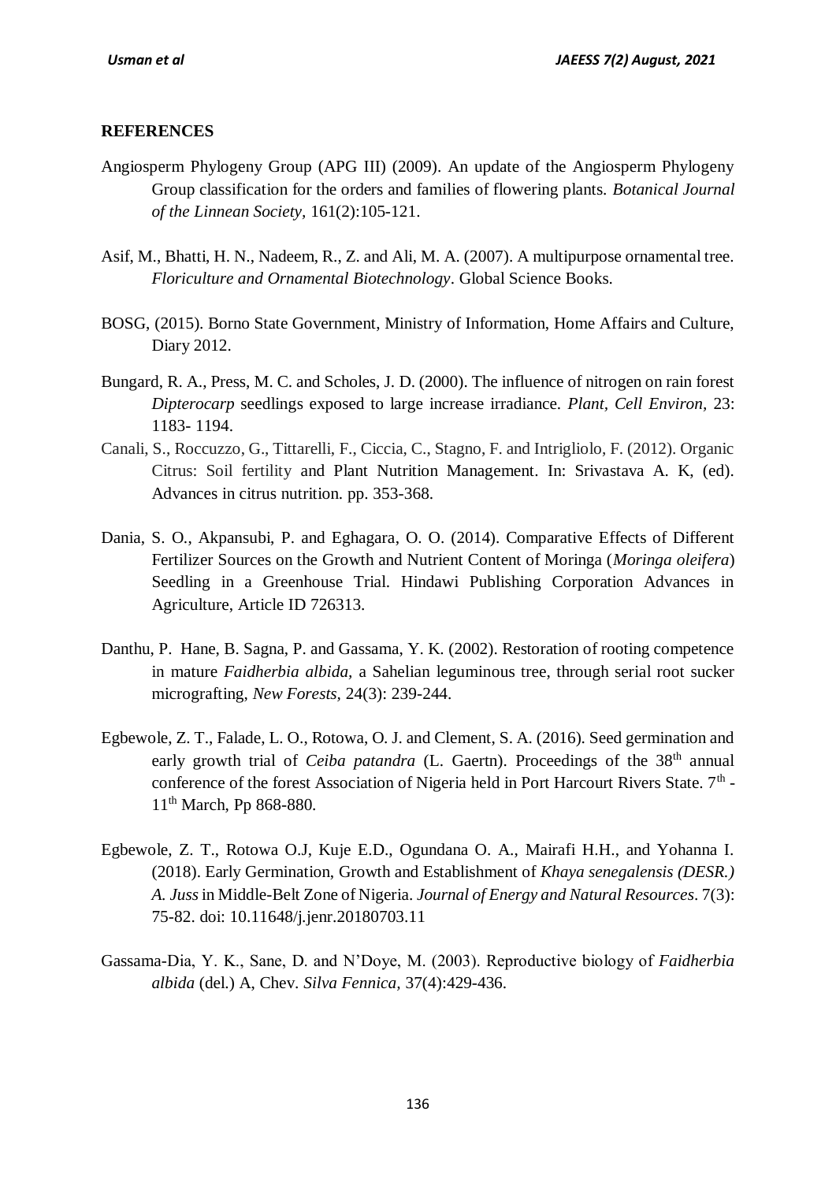**REFERENCES**

Angiosperm Phylogeny Group (APG III) (2009). An update of the Angiosperm Phylogeny Group classification for the orders and families of flowering plants. *Botanical Journal of the Linnean Society*, 161(2):105-121.

Asif, M., Bhatti, H. N., Nadeem, R., Z. and Ali, M. A. (2007). A multipurpose ornamental tree. *Floriculture and Ornamental Biotechnology*. Global Science Books.

BOSG, (2015). Borno State Government, Ministry of Information, Home Affairs and Culture, Diary 2012.

Bungard, R. A., Press, M. C. and Scholes, J. D. (2000). The influence of nitrogen on rain forest *Dipterocarp* seedlings exposed to large increase irradiance. *Plant, Cell Environ*, 23: 1183- 1194.

Canali, S., Roccuzzo, G., Tittarelli, F., Ciccia, C., Stagno, F. and Intrigliolo, F. (2012). Organic Citrus: Soil fertility and Plant Nutrition Management. In: Srivastava A. K, (ed). Advances in citrus nutrition. pp. 353-368.

Dania, S. O., Akpansubi, P. and Eghagara, O. O. (2014). Comparative Effects of Different Fertilizer Sources on the Growth and Nutrient Content of Moringa (*Moringa oleifera*) Seedling in a Greenhouse Trial. Hindawi Publishing Corporation Advances in Agriculture, Article ID 726313.

Danthu, P. Hane, B. Sagna, P. and Gassama, Y. K. (2002). Restoration of rooting competence in mature *Faidherbia albida,* a Sahelian leguminous tree, through serial root sucker micrografting, *New Forests,* 24(3): 239-244.

Egbewole, Z. T., Falade, L. O., Rotowa, O. J. and Clement, S. A. (2016). Seed germination and early growth trial of *Ceiba patandra* (L. Gaertn). Proceedings of the 38th annual conference of the forest Association of Nigeria held in Port Harcourt Rivers State. 7th - 11th March, Pp 868-880.

Egbewole, Z. T., Rotowa O.J, Kuje E.D., Ogundana O. A., Mairafi H.H., and Yohanna I. (2018). Early Germination, Growth and Establishment of *Khaya senegalensis (DESR.) A. Juss* in Middle-Belt Zone of Nigeria. *Journal of Energy and Natural Resources*. 7(3): 75-82. doi: 10.11648/j.jenr.20180703.11

Gassama-Dia, Y. K., Sane, D. and N'Doye, M. (2003). Reproductive biology of *Faidherbia albida* (del.) A, Chev. *Silva Fennica,* 37(4):429-436.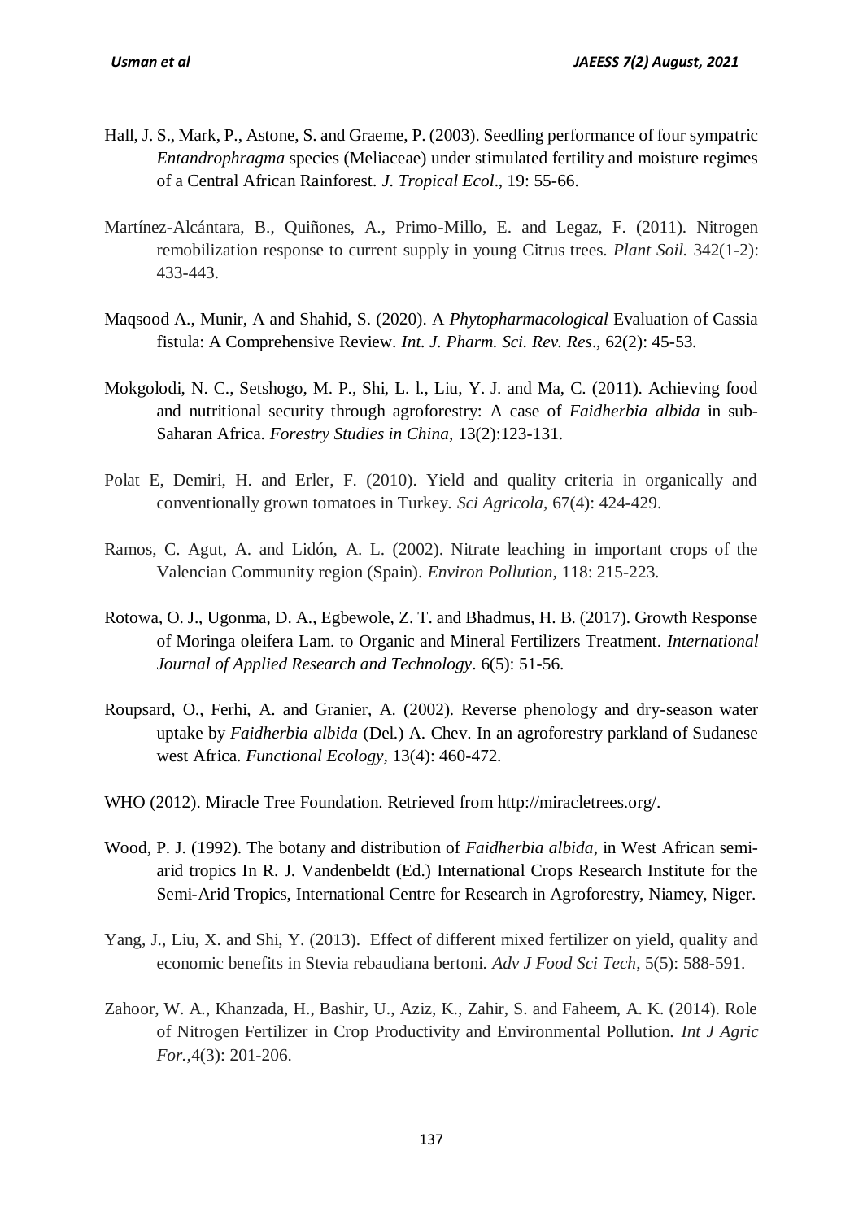Hall, J. S., Mark, P., Astone, S. and Graeme, P. (2003). Seedling performance of four sympatric *Entandrophragma* species (Meliaceae) under stimulated fertility and moisture regimes of a Central African Rainforest. *J. Tropical Ecol*., 19: 55-66.

Martínez-Alcántara, B., Quiñones, A., Primo-Millo, E. and Legaz, F. (2011). Nitrogen remobilization response to current supply in young Citrus trees. *Plant Soil.* 342(1-2): 433-443.

Maqsood A., Munir, A and Shahid, S. (2020). A *Phytopharmacological* Evaluation of Cassia fistula: A Comprehensive Review. *Int. J. Pharm. Sci. Rev. Res*., 62(2): 45-53.

Mokgolodi, N. C., Setshogo, M. P., Shi, L. l., Liu, Y. J. and Ma, C. (2011). Achieving food and nutritional security through agroforestry: A case of *Faidherbia albida* in sub-Saharan Africa. *Forestry Studies in China*, 13(2):123-131.

Polat E, Demiri, H. and Erler, F. (2010). Yield and quality criteria in organically and conventionally grown tomatoes in Turkey. *Sci Agricola*, 67(4): 424-429.

Ramos, C. Agut, A. and Lidón, A. L. (2002). Nitrate leaching in important crops of the Valencian Community region (Spain). *Environ Pollution*, 118: 215-223.

Rotowa, O. J., Ugonma, D. A., Egbewole, Z. T. and Bhadmus, H. B. (2017). Growth Response of Moringa oleifera Lam. to Organic and Mineral Fertilizers Treatment. *International Journal of Applied Research and Technology*. 6(5): 51-56.

Roupsard, O., Ferhi, A. and Granier, A. (2002). Reverse phenology and dry-season water uptake by *Faidherbia albida* (Del.) A. Chev. In an agroforestry parkland of Sudanese west Africa. *Functional Ecology*, 13(4): 460-472.

WHO (2012). Miracle Tree Foundation. Retrieved from http://miracletrees.org/.

Wood, P. J. (1992). The botany and distribution of *Faidherbia albida*, in West African semi-arid tropics In R. J. Vandenbeldt (Ed.) International Crops Research Institute for the Semi-Arid Tropics, International Centre for Research in Agroforestry, Niamey, Niger.

Yang, J., Liu, X. and Shi, Y. (2013). Effect of different mixed fertilizer on yield, quality and economic benefits in Stevia rebaudiana bertoni. *Adv J Food Sci Tech*, 5(5): 588-591.

Zahoor, W. A., Khanzada, H., Bashir, U., Aziz, K., Zahir, S. and Faheem, A. K. (2014). Role of Nitrogen Fertilizer in Crop Productivity and Environmental Pollution. *Int J Agric For.*,4(3): 201-206.